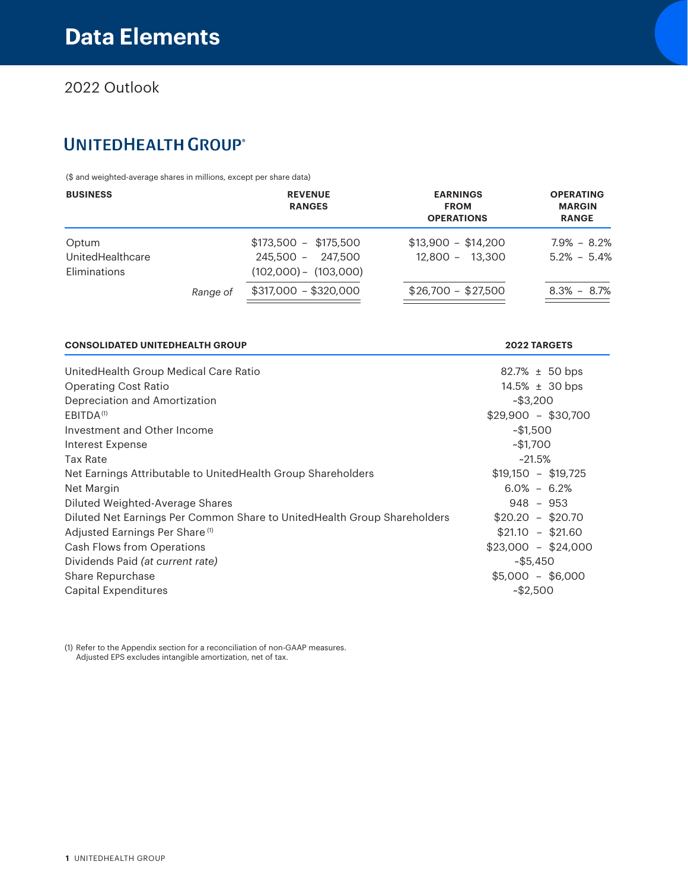# Data Elements

2022 Outlook

## UNITEDHEALTH GROUP®

($ and weighted-average shares in millions, except per share data)

| BUSINESS | | REVENUE RANGES | EARNINGS FROM OPERATIONS | OPERATING MARGIN RANGE |
|---|---|---|---|---|
| Optum | | $173,500 – $175,500 | $13,900 – $14,200 | 7.9% – 8.2% |
| UnitedHealthcare | | 245,500 – 247,500 | 12,800 – 13,300 | 5.2% – 5.4% |
| Eliminations | | (102,000) – (103,000) | | |
| | *Range of* | $317,000 – $320,000 | $26,700 – $27,500 | 8.3% – 8.7% |

| CONSOLIDATED UNITEDHEALTH GROUP | 2022 TARGETS |
|---|---|
| UnitedHealth Group Medical Care Ratio | 82.7% ± 50 bps |
| Operating Cost Ratio | 14.5% ± 30 bps |
| Depreciation and Amortization | ~$3,200 |
| EBITDA[1] | $29,900 – $30,700 |
| Investment and Other Income | ~$1,500 |
| Interest Expense | ~$1,700 |
| Tax Rate | ~21.5% |
| Net Earnings Attributable to UnitedHealth Group Shareholders | $19,150 – $19,725 |
| Net Margin | 6.0% – 6.2% |
| Diluted Weighted-Average Shares | 948 – 953 |
| Diluted Net Earnings Per Common Share to UnitedHealth Group Shareholders | $20.20 – $20.70 |
| Adjusted Earnings Per Share[1] | $21.10 – $21.60 |
| Cash Flows from Operations | $23,000 – $24,000 |
| Dividends Paid *(at current rate)* | ~$5,450 |
| Share Repurchase | $5,000 – $6,000 |
| Capital Expenditures | ~$2,500 |

(1) Refer to the Appendix section for a reconciliation of non-GAAP measures.
Adjusted EPS excludes intangible amortization, net of tax.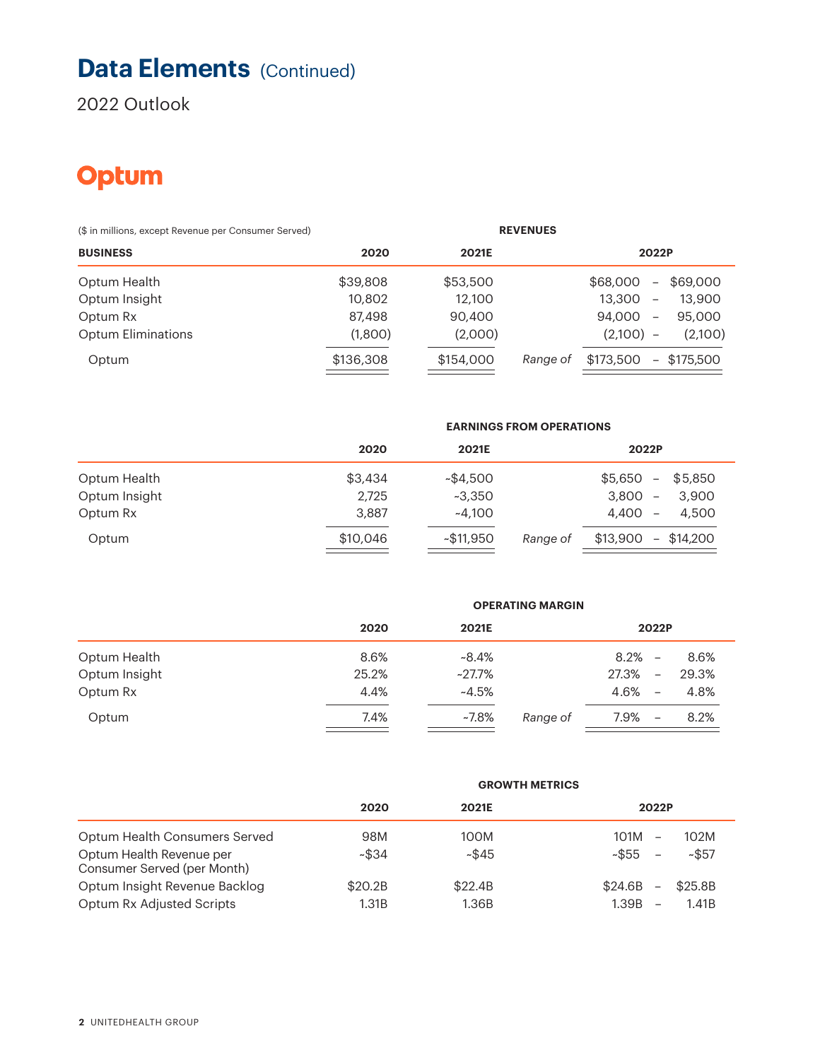# Data Elements (Continued)

2022 Outlook

## Optum

($ in millions, except Revenue per Consumer Served)

| REVENUES | | | | | | |
|---|---|---|---|---|---|---|
| **BUSINESS** | **2020** | **2021E** | | **2022P** | | |
| Optum Health | $39,808 | $53,500 | | $68,000 | – | $69,000 |
| Optum Insight | 10,802 | 12,100 | | 13,300 | – | 13,900 |
| Optum Rx | 87,498 | 90,400 | | 94,000 | – | 95,000 |
| Optum Eliminations | (1,800) | (2,000) | | (2,100) | – | (2,100) |
| Optum | $136,308 | $154,000 | *Range of* | $173,500 | – | $175,500 |

| EARNINGS FROM OPERATIONS | | | | | | |
|---|---|---|---|---|---|---|
| | **2020** | **2021E** | | **2022P** | | |
| Optum Health | $3,434 | ~$4,500 | | $5,650 | – | $5,850 |
| Optum Insight | 2,725 | ~3,350 | | 3,800 | – | 3,900 |
| Optum Rx | 3,887 | ~4,100 | | 4,400 | – | 4,500 |
| Optum | $10,046 | ~$11,950 | *Range of* | $13,900 | – | $14,200 |

| OPERATING MARGIN | | | | | | |
|---|---|---|---|---|---|---|
| | **2020** | **2021E** | | **2022P** | | |
| Optum Health | 8.6% | ~8.4% | | 8.2% | – | 8.6% |
| Optum Insight | 25.2% | ~27.7% | | 27.3% | – | 29.3% |
| Optum Rx | 4.4% | ~4.5% | | 4.6% | – | 4.8% |
| Optum | 7.4% | ~7.8% | *Range of* | 7.9% | – | 8.2% |

| GROWTH METRICS | | | | | |
|---|---|---|---|---|---|
| | **2020** | **2021E** | **2022P** | | |
| Optum Health Consumers Served | 98M | 100M | 101M | – | 102M |
| Optum Health Revenue per Consumer Served (per Month) | ~$34 | ~$45 | ~$55 | – | ~$57 |
| Optum Insight Revenue Backlog | $20.2B | $22.4B | $24.6B | – | $25.8B |
| Optum Rx Adjusted Scripts | 1.31B | 1.36B | 1.39B | – | 1.41B |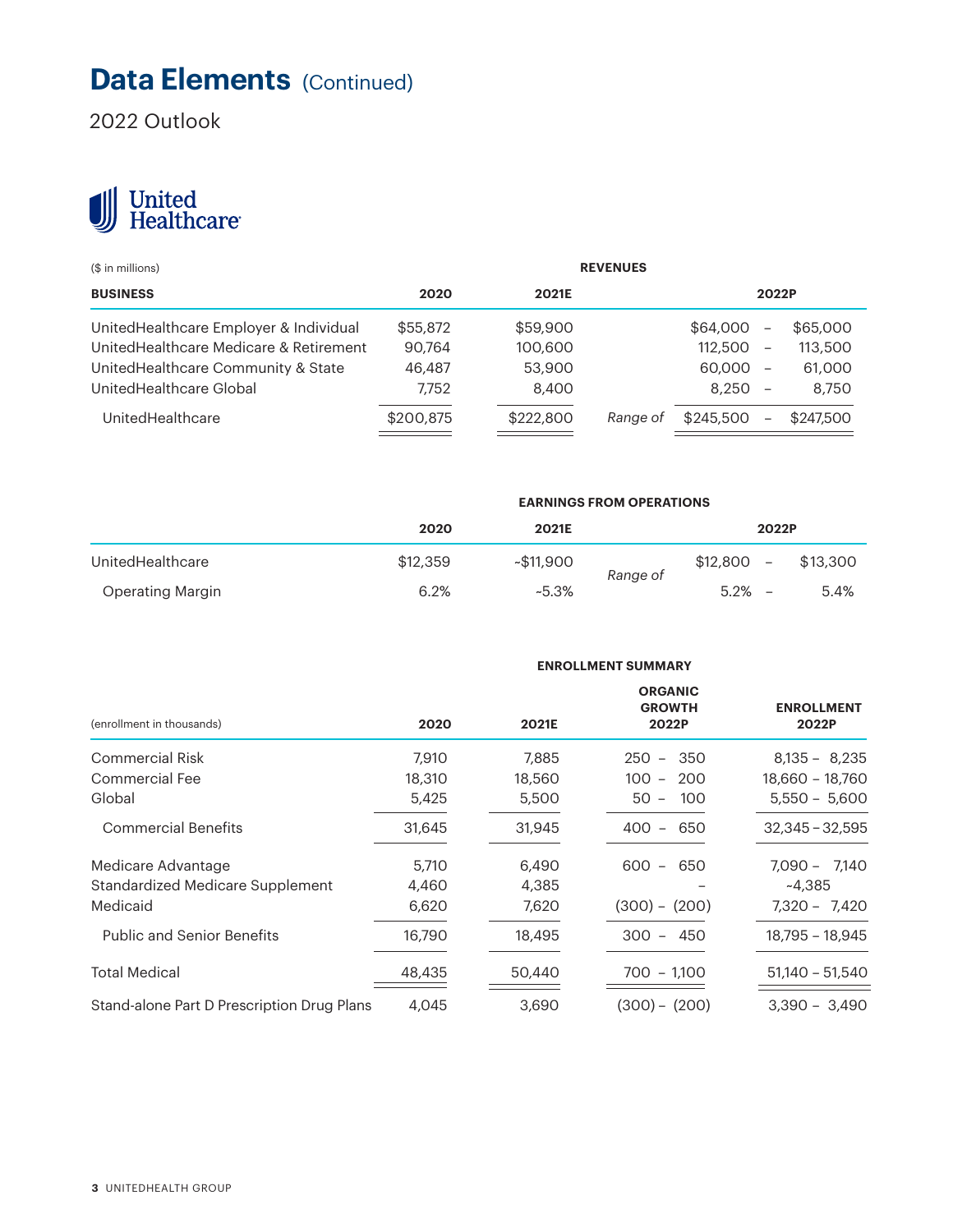# Data Elements (Continued)

2022 Outlook

UnitedHealthcare

($ in millions)

| | REVENUES | | | | | |
|---|---|---|---|---|---|---|
| **BUSINESS** | **2020** | **2021E** | | **2022P** | | |
| UnitedHealthcare Employer & Individual | $55,872 | $59,900 | | $64,000 | – | $65,000 |
| UnitedHealthcare Medicare & Retirement | 90,764 | 100,600 | | 112,500 | – | 113,500 |
| UnitedHealthcare Community & State | 46,487 | 53,900 | | 60,000 | – | 61,000 |
| UnitedHealthcare Global | 7,752 | 8,400 | | 8,250 | – | 8,750 |
| UnitedHealthcare | $200,875 | $222,800 | *Range of* | $245,500 | – | $247,500 |

| | EARNINGS FROM OPERATIONS | | | | | |
|---|---|---|---|---|---|---|
| | **2020** | **2021E** | | **2022P** | | |
| UnitedHealthcare | $12,359 | ~$11,900 | *Range of* | $12,800 | – | $13,300 |
| Operating Margin | 6.2% | ~5.3% | | 5.2% | – | 5.4% |

| | ENROLLMENT SUMMARY | | | |
|---|---|---|---|---|
| (enrollment in thousands) | **2020** | **2021E** | **ORGANIC GROWTH 2022P** | **ENROLLMENT 2022P** |
| Commercial Risk | 7,910 | 7,885 | 250 – 350 | 8,135 – 8,235 |
| Commercial Fee | 18,310 | 18,560 | 100 – 200 | 18,660 – 18,760 |
| Global | 5,425 | 5,500 | 50 – 100 | 5,550 – 5,600 |
| Commercial Benefits | 31,645 | 31,945 | 400 – 650 | 32,345 – 32,595 |
| Medicare Advantage | 5,710 | 6,490 | 600 – 650 | 7,090 – 7,140 |
| Standardized Medicare Supplement | 4,460 | 4,385 | – | ~4,385 |
| Medicaid | 6,620 | 7,620 | (300) – (200) | 7,320 – 7,420 |
| Public and Senior Benefits | 16,790 | 18,495 | 300 – 450 | 18,795 – 18,945 |
| Total Medical | 48,435 | 50,440 | 700 – 1,100 | 51,140 – 51,540 |
| Stand-alone Part D Prescription Drug Plans | 4,045 | 3,690 | (300) – (200) | 3,390 – 3,490 |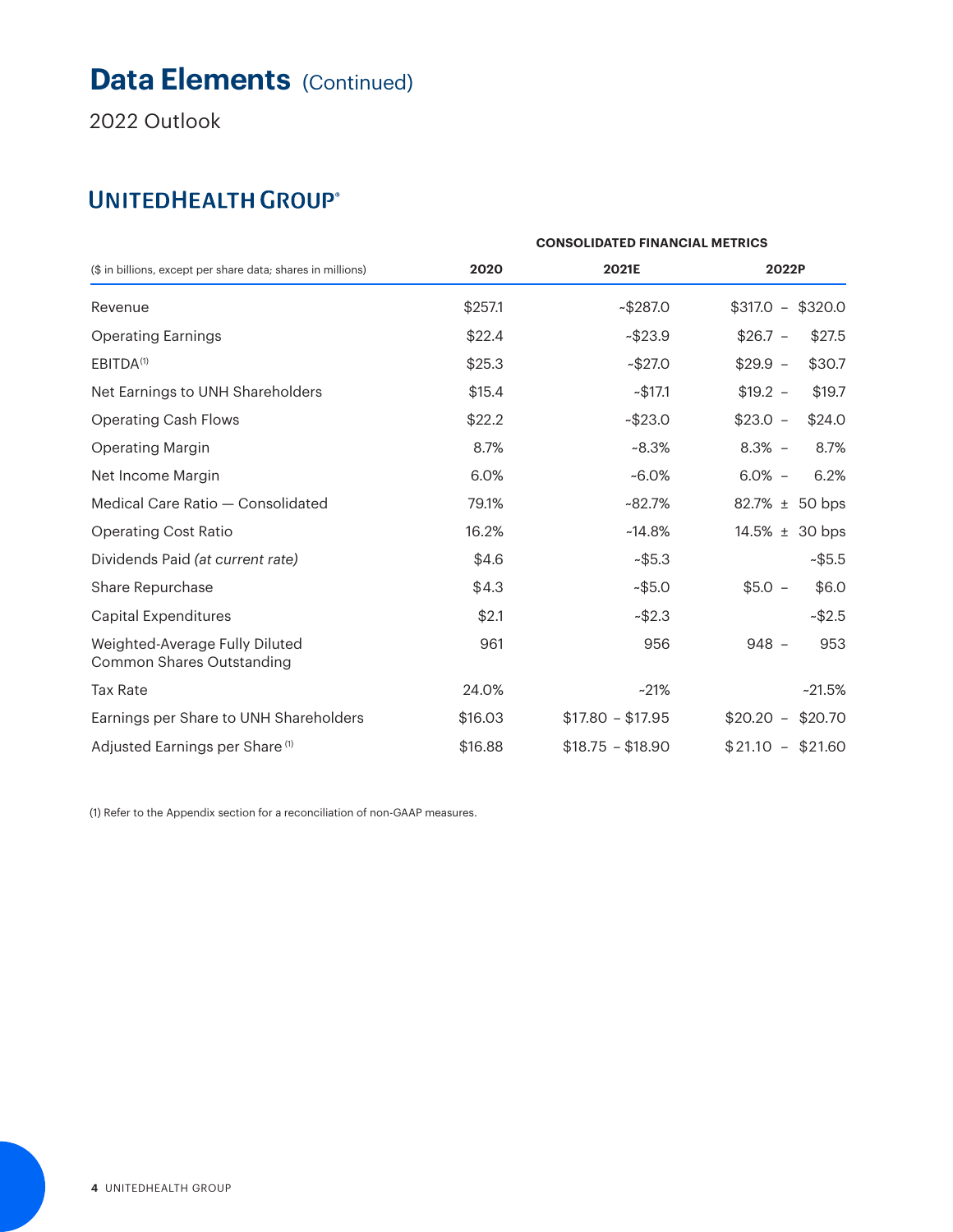# Data Elements (Continued)

2022 Outlook

## UNITEDHEALTH GROUP®

| ($ in billions, except per share data; shares in millions) | CONSOLIDATED FINANCIAL METRICS | | |
|---|---|---|---|
| | 2020 | 2021E | 2022P |
| Revenue | $257.1 | ~$287.0 | $317.0 – $320.0 |
| Operating Earnings | $22.4 | ~$23.9 | $26.7 – $27.5 |
| EBITDA[1] | $25.3 | ~$27.0 | $29.9 – $30.7 |
| Net Earnings to UNH Shareholders | $15.4 | ~$17.1 | $19.2 – $19.7 |
| Operating Cash Flows | $22.2 | ~$23.0 | $23.0 – $24.0 |
| Operating Margin | 8.7% | ~8.3% | 8.3% – 8.7% |
| Net Income Margin | 6.0% | ~6.0% | 6.0% – 6.2% |
| Medical Care Ratio — Consolidated | 79.1% | ~82.7% | 82.7% ± 50 bps |
| Operating Cost Ratio | 16.2% | ~14.8% | 14.5% ± 30 bps |
| Dividends Paid *(at current rate)* | $4.6 | ~$5.3 | ~$5.5 |
| Share Repurchase | $4.3 | ~$5.0 | $5.0 – $6.0 |
| Capital Expenditures | $2.1 | ~$2.3 | ~$2.5 |
| Weighted-Average Fully Diluted Common Shares Outstanding | 961 | 956 | 948 – 953 |
| Tax Rate | 24.0% | ~21% | ~21.5% |
| Earnings per Share to UNH Shareholders | $16.03 | $17.80 – $17.95 | $20.20 – $20.70 |
| Adjusted Earnings per Share[1] | $16.88 | $18.75 – $18.90 | $21.10 – $21.60 |

(1) Refer to the Appendix section for a reconciliation of non-GAAP measures.